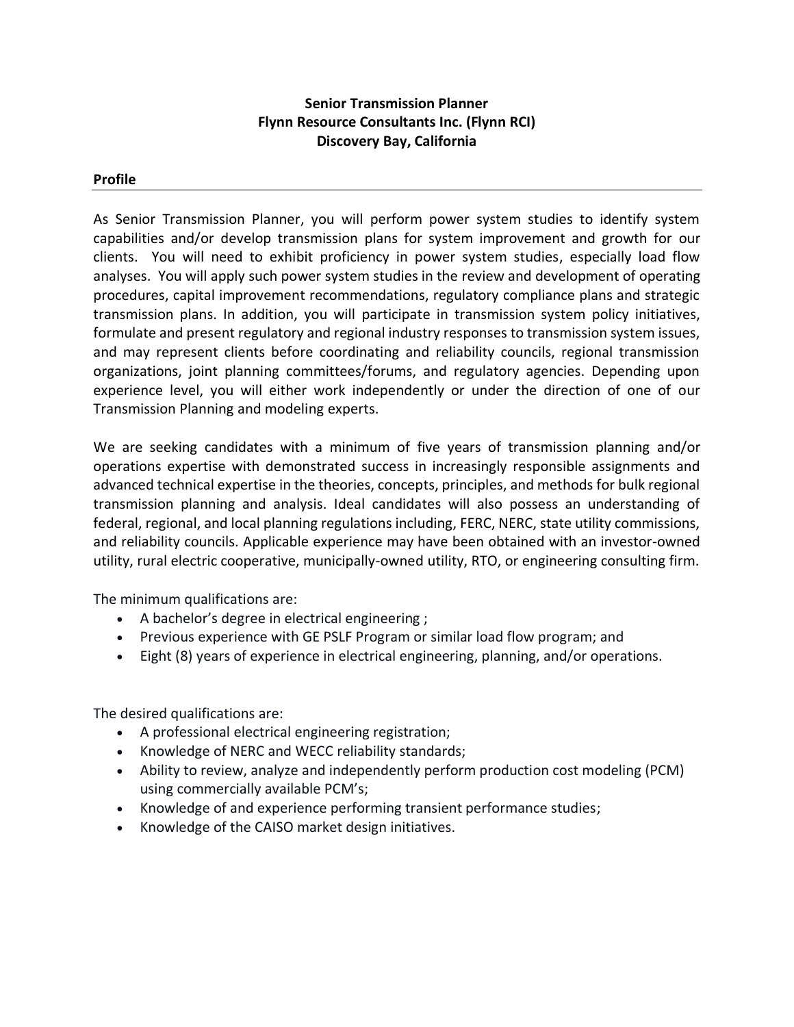**Senior Transmission Planner**
**Flynn Resource Consultants Inc. (Flynn RCI)**
**Discovery Bay, California**

## Profile

As Senior Transmission Planner, you will perform power system studies to identify system capabilities and/or develop transmission plans for system improvement and growth for our clients. You will need to exhibit proficiency in power system studies, especially load flow analyses. You will apply such power system studies in the review and development of operating procedures, capital improvement recommendations, regulatory compliance plans and strategic transmission plans. In addition, you will participate in transmission system policy initiatives, formulate and present regulatory and regional industry responses to transmission system issues, and may represent clients before coordinating and reliability councils, regional transmission organizations, joint planning committees/forums, and regulatory agencies. Depending upon experience level, you will either work independently or under the direction of one of our Transmission Planning and modeling experts.

We are seeking candidates with a minimum of five years of transmission planning and/or operations expertise with demonstrated success in increasingly responsible assignments and advanced technical expertise in the theories, concepts, principles, and methods for bulk regional transmission planning and analysis. Ideal candidates will also possess an understanding of federal, regional, and local planning regulations including, FERC, NERC, state utility commissions, and reliability councils. Applicable experience may have been obtained with an investor-owned utility, rural electric cooperative, municipally-owned utility, RTO, or engineering consulting firm.

The minimum qualifications are:

- A bachelor's degree in electrical engineering ;
- Previous experience with GE PSLF Program or similar load flow program; and
- Eight (8) years of experience in electrical engineering, planning, and/or operations.

The desired qualifications are:

- A professional electrical engineering registration;
- Knowledge of NERC and WECC reliability standards;
- Ability to review, analyze and independently perform production cost modeling (PCM) using commercially available PCM's;
- Knowledge of and experience performing transient performance studies;
- Knowledge of the CAISO market design initiatives.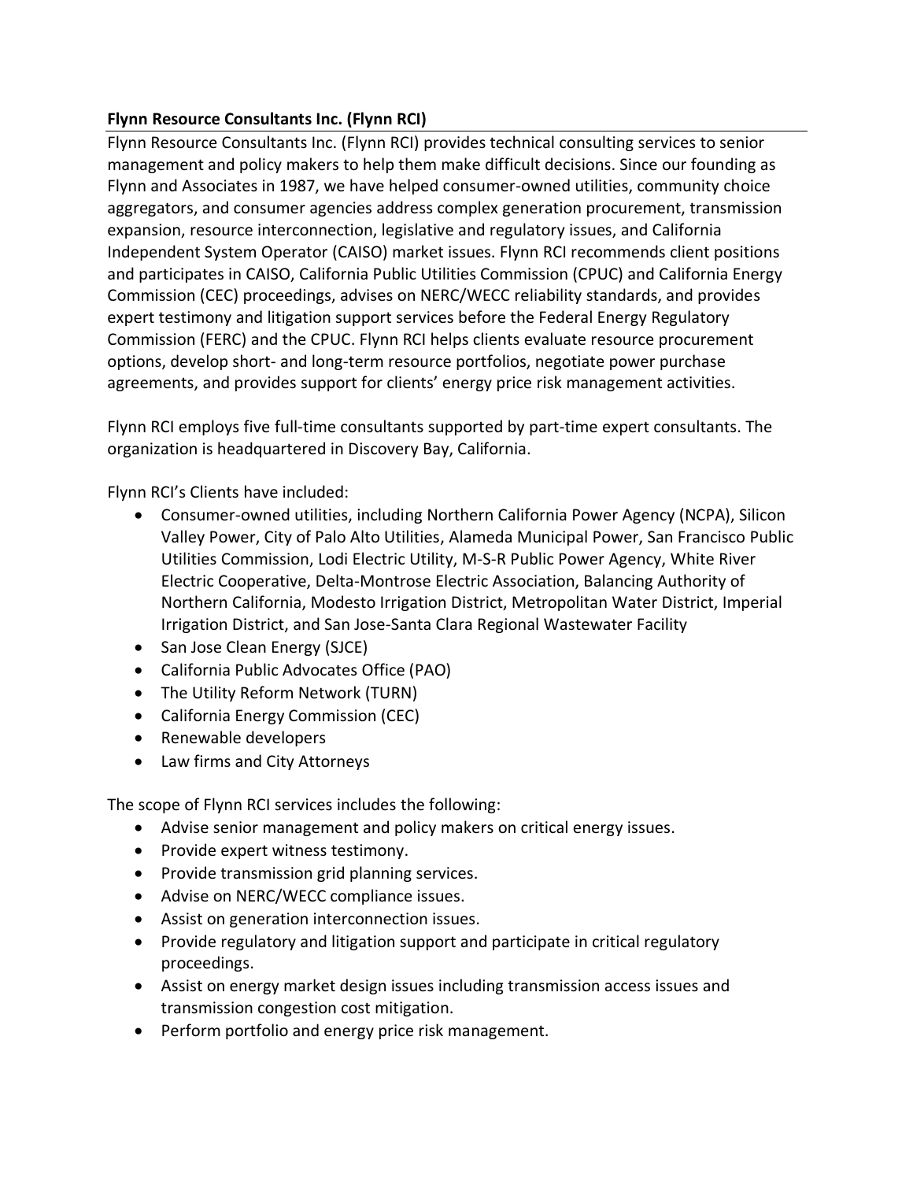**Flynn Resource Consultants Inc. (Flynn RCI)**

Flynn Resource Consultants Inc. (Flynn RCI) provides technical consulting services to senior management and policy makers to help them make difficult decisions. Since our founding as Flynn and Associates in 1987, we have helped consumer-owned utilities, community choice aggregators, and consumer agencies address complex generation procurement, transmission expansion, resource interconnection, legislative and regulatory issues, and California Independent System Operator (CAISO) market issues. Flynn RCI recommends client positions and participates in CAISO, California Public Utilities Commission (CPUC) and California Energy Commission (CEC) proceedings, advises on NERC/WECC reliability standards, and provides expert testimony and litigation support services before the Federal Energy Regulatory Commission (FERC) and the CPUC. Flynn RCI helps clients evaluate resource procurement options, develop short- and long-term resource portfolios, negotiate power purchase agreements, and provides support for clients' energy price risk management activities.

Flynn RCI employs five full-time consultants supported by part-time expert consultants. The organization is headquartered in Discovery Bay, California.

Flynn RCI's Clients have included:

- Consumer-owned utilities, including Northern California Power Agency (NCPA), Silicon Valley Power, City of Palo Alto Utilities, Alameda Municipal Power, San Francisco Public Utilities Commission, Lodi Electric Utility, M-S-R Public Power Agency, White River Electric Cooperative, Delta-Montrose Electric Association, Balancing Authority of Northern California, Modesto Irrigation District, Metropolitan Water District, Imperial Irrigation District, and San Jose-Santa Clara Regional Wastewater Facility
- San Jose Clean Energy (SJCE)
- California Public Advocates Office (PAO)
- The Utility Reform Network (TURN)
- California Energy Commission (CEC)
- Renewable developers
- Law firms and City Attorneys

The scope of Flynn RCI services includes the following:

- Advise senior management and policy makers on critical energy issues.
- Provide expert witness testimony.
- Provide transmission grid planning services.
- Advise on NERC/WECC compliance issues.
- Assist on generation interconnection issues.
- Provide regulatory and litigation support and participate in critical regulatory proceedings.
- Assist on energy market design issues including transmission access issues and transmission congestion cost mitigation.
- Perform portfolio and energy price risk management.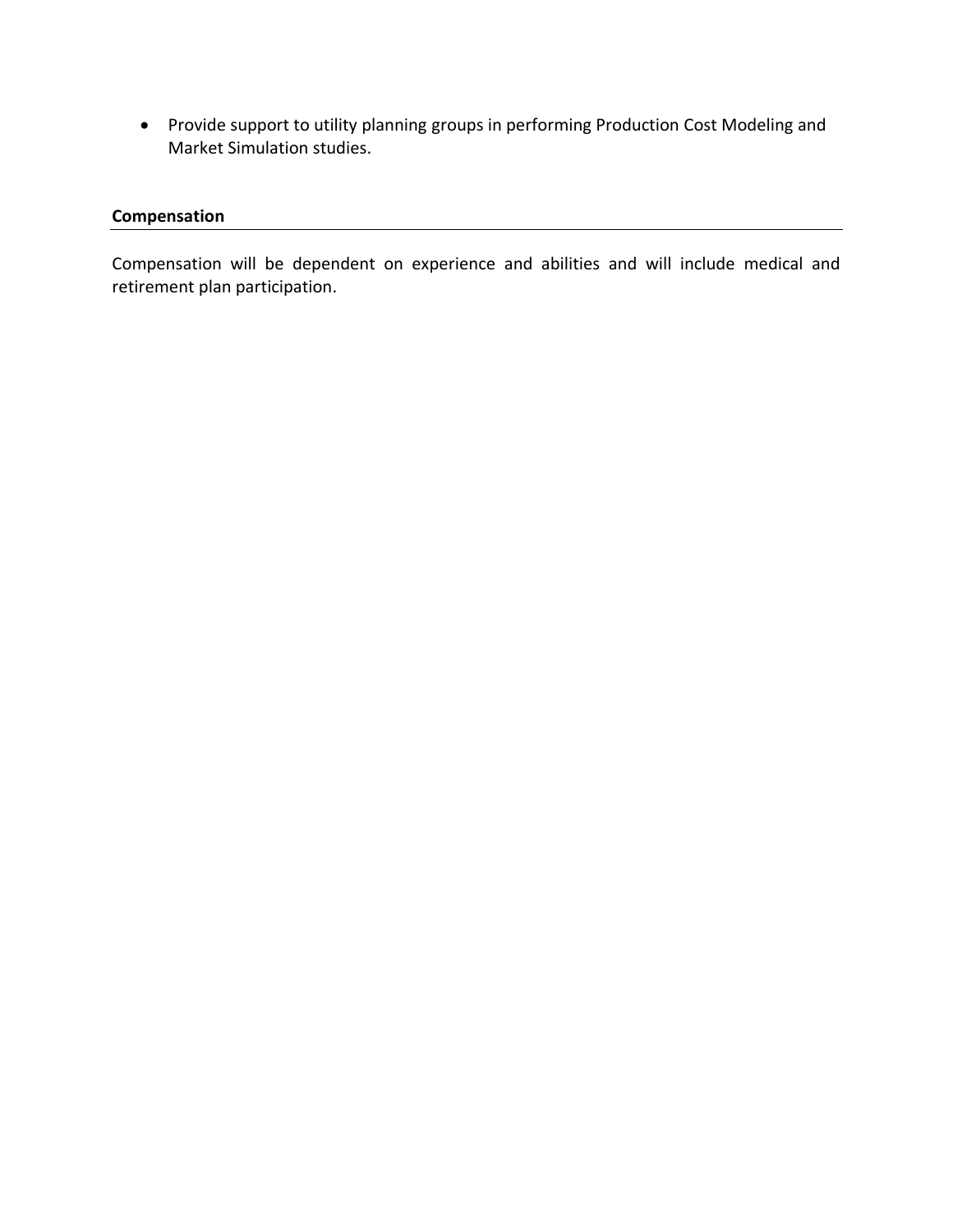- Provide support to utility planning groups in performing Production Cost Modeling and Market Simulation studies.

## Compensation

Compensation will be dependent on experience and abilities and will include medical and retirement plan participation.